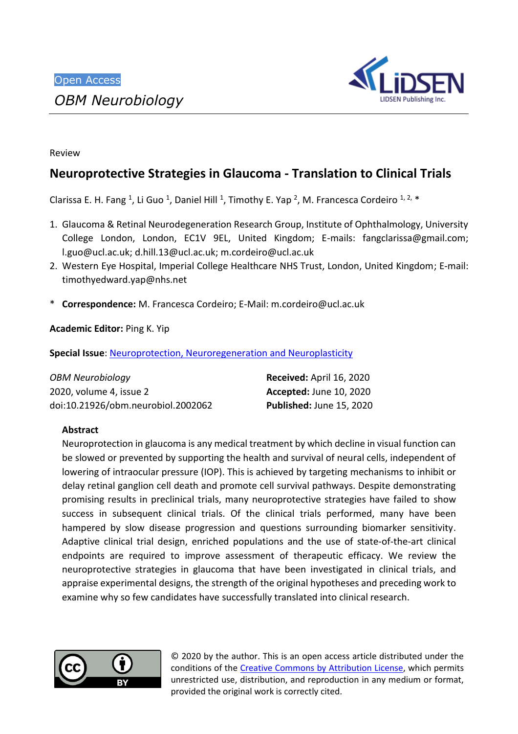Open Access

*OBM Neurobiology*

Review

# Neuroprotective Strategies in Glaucoma - Translation to Clinical Trials

Clarissa E. H. Fang [1], Li Guo [1], Daniel Hill [1], Timothy E. Yap [2], M. Francesca Cordeiro [1, 2, *]

1. Glaucoma & Retinal Neurodegeneration Research Group, Institute of Ophthalmology, University College London, London, EC1V 9EL, United Kingdom; E-mails: fangclarissa@gmail.com; l.guo@ucl.ac.uk; d.hill.13@ucl.ac.uk; m.cordeiro@ucl.ac.uk
2. Western Eye Hospital, Imperial College Healthcare NHS Trust, London, United Kingdom; E-mail: timothyedward.yap@nhs.net

\* **Correspondence:** M. Francesca Cordeiro; E-Mail: m.cordeiro@ucl.ac.uk

**Academic Editor:** Ping K. Yip

**Special Issue**: Neuroprotection, Neuroregeneration and Neuroplasticity

*OBM Neurobiology*
2020, volume 4, issue 2
doi:10.21926/obm.neurobiol.2002062

**Received:** April 16, 2020
**Accepted:** June 10, 2020
**Published:** June 15, 2020

## Abstract

Neuroprotection in glaucoma is any medical treatment by which decline in visual function can be slowed or prevented by supporting the health and survival of neural cells, independent of lowering of intraocular pressure (IOP). This is achieved by targeting mechanisms to inhibit or delay retinal ganglion cell death and promote cell survival pathways. Despite demonstrating promising results in preclinical trials, many neuroprotective strategies have failed to show success in subsequent clinical trials. Of the clinical trials performed, many have been hampered by slow disease progression and questions surrounding biomarker sensitivity. Adaptive clinical trial design, enriched populations and the use of state-of-the-art clinical endpoints are required to improve assessment of therapeutic efficacy. We review the neuroprotective strategies in glaucoma that have been investigated in clinical trials, and appraise experimental designs, the strength of the original hypotheses and preceding work to examine why so few candidates have successfully translated into clinical research.

© 2020 by the author. This is an open access article distributed under the conditions of the Creative Commons by Attribution License, which permits unrestricted use, distribution, and reproduction in any medium or format, provided the original work is correctly cited.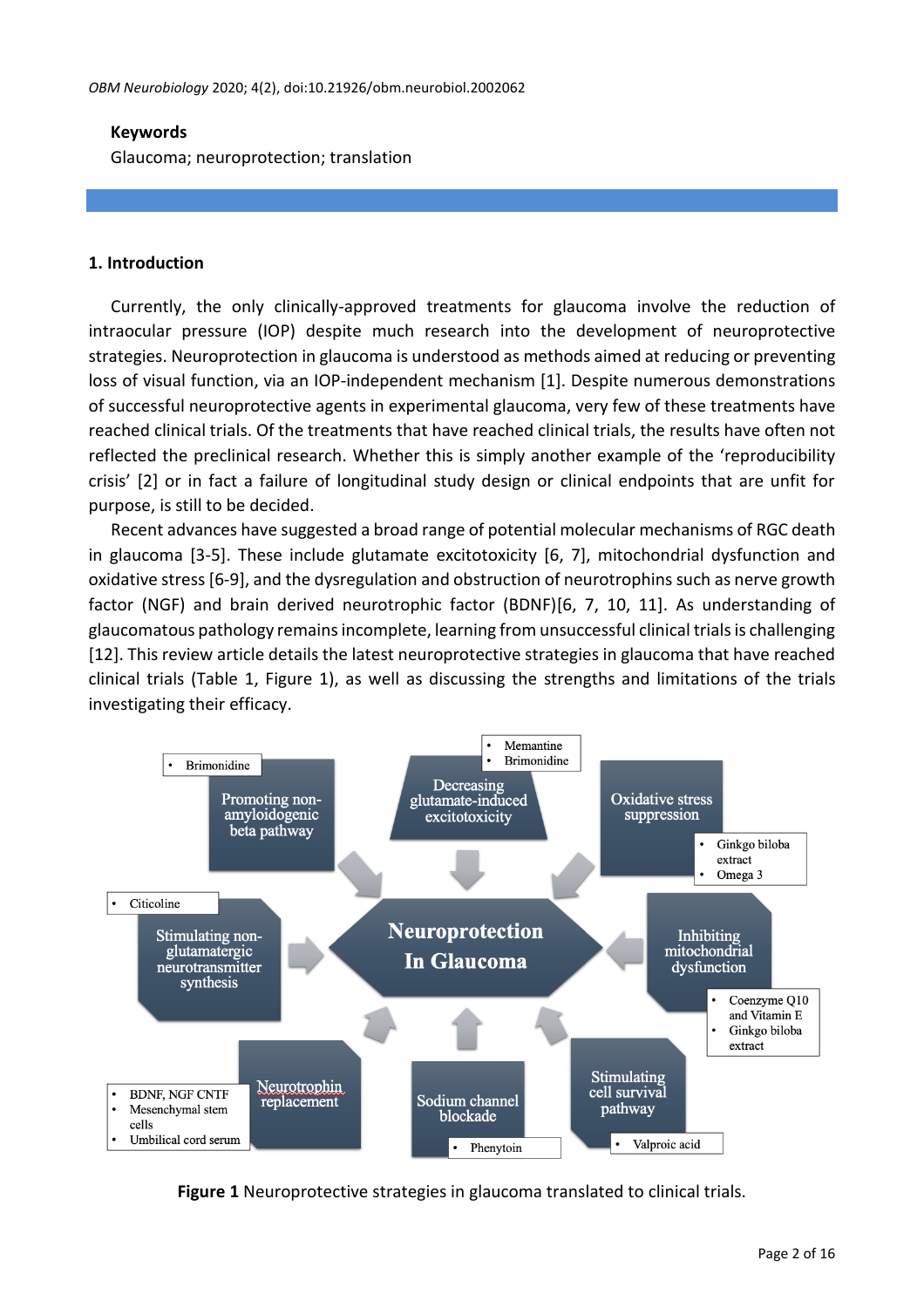## Keywords

Glaucoma; neuroprotection; translation

## 1. Introduction

Currently, the only clinically-approved treatments for glaucoma involve the reduction of intraocular pressure (IOP) despite much research into the development of neuroprotective strategies. Neuroprotection in glaucoma is understood as methods aimed at reducing or preventing loss of visual function, via an IOP-independent mechanism [1]. Despite numerous demonstrations of successful neuroprotective agents in experimental glaucoma, very few of these treatments have reached clinical trials. Of the treatments that have reached clinical trials, the results have often not reflected the preclinical research. Whether this is simply another example of the 'reproducibility crisis' [2] or in fact a failure of longitudinal study design or clinical endpoints that are unfit for purpose, is still to be decided.

Recent advances have suggested a broad range of potential molecular mechanisms of RGC death in glaucoma [3-5]. These include glutamate excitotoxicity [6, 7], mitochondrial dysfunction and oxidative stress [6-9], and the dysregulation and obstruction of neurotrophins such as nerve growth factor (NGF) and brain derived neurotrophic factor (BDNF)[6, 7, 10, 11]. As understanding of glaucomatous pathology remains incomplete, learning from unsuccessful clinical trials is challenging [12]. This review article details the latest neuroprotective strategies in glaucoma that have reached clinical trials (Table 1, Figure 1), as well as discussing the strengths and limitations of the trials investigating their efficacy.

**Figure 1** Neuroprotective strategies in glaucoma translated to clinical trials.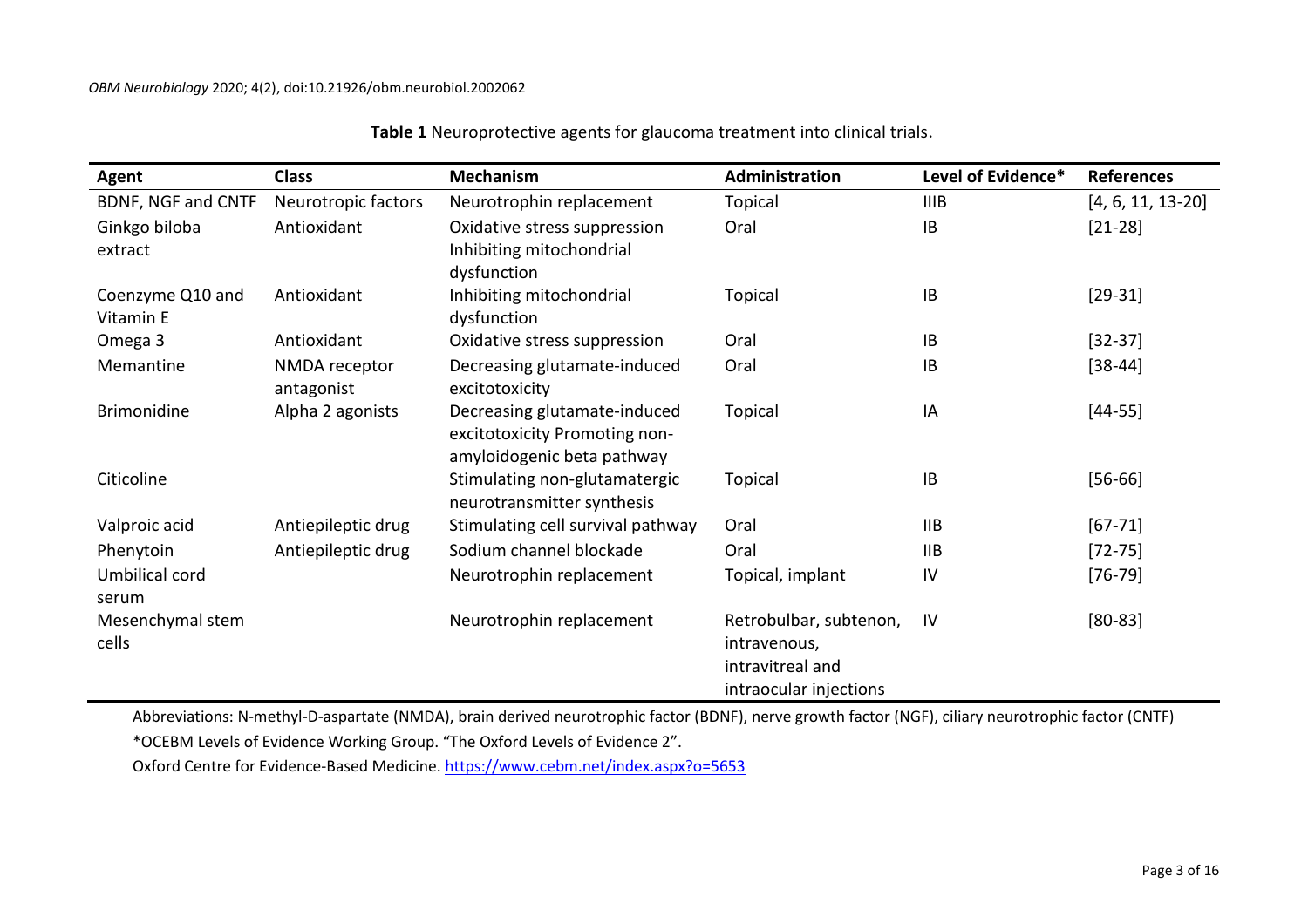**Table 1** Neuroprotective agents for glaucoma treatment into clinical trials.

| Agent | Class | Mechanism | Administration | Level of Evidence* | References |
|---|---|---|---|---|---|
| BDNF, NGF and CNTF | Neurotropic factors | Neurotrophin replacement | Topical | IIIB | [4, 6, 11, 13-20] |
| Ginkgo biloba extract | Antioxidant | Oxidative stress suppression Inhibiting mitochondrial dysfunction | Oral | IB | [21-28] |
| Coenzyme Q10 and Vitamin E | Antioxidant | Inhibiting mitochondrial dysfunction | Topical | IB | [29-31] |
| Omega 3 | Antioxidant | Oxidative stress suppression | Oral | IB | [32-37] |
| Memantine | NMDA receptor antagonist | Decreasing glutamate-induced excitotoxicity | Oral | IB | [38-44] |
| Brimonidine | Alpha 2 agonists | Decreasing glutamate-induced excitotoxicity Promoting non-amyloidogenic beta pathway | Topical | IA | [44-55] |
| Citicoline | | Stimulating non-glutamatergic neurotransmitter synthesis | Topical | IB | [56-66] |
| Valproic acid | Antiepileptic drug | Stimulating cell survival pathway | Oral | IIB | [67-71] |
| Phenytoin | Antiepileptic drug | Sodium channel blockade | Oral | IIB | [72-75] |
| Umbilical cord serum | | Neurotrophin replacement | Topical, implant | IV | [76-79] |
| Mesenchymal stem cells | | Neurotrophin replacement | Retrobulbar, subtenon, intravenous, intravitreal and intraocular injections | IV | [80-83] |

Abbreviations: N-methyl-D-aspartate (NMDA), brain derived neurotrophic factor (BDNF), nerve growth factor (NGF), ciliary neurotrophic factor (CNTF)

*OCEBM Levels of Evidence Working Group. "The Oxford Levels of Evidence 2".

Oxford Centre for Evidence-Based Medicine. https://www.cebm.net/index.aspx?o=5653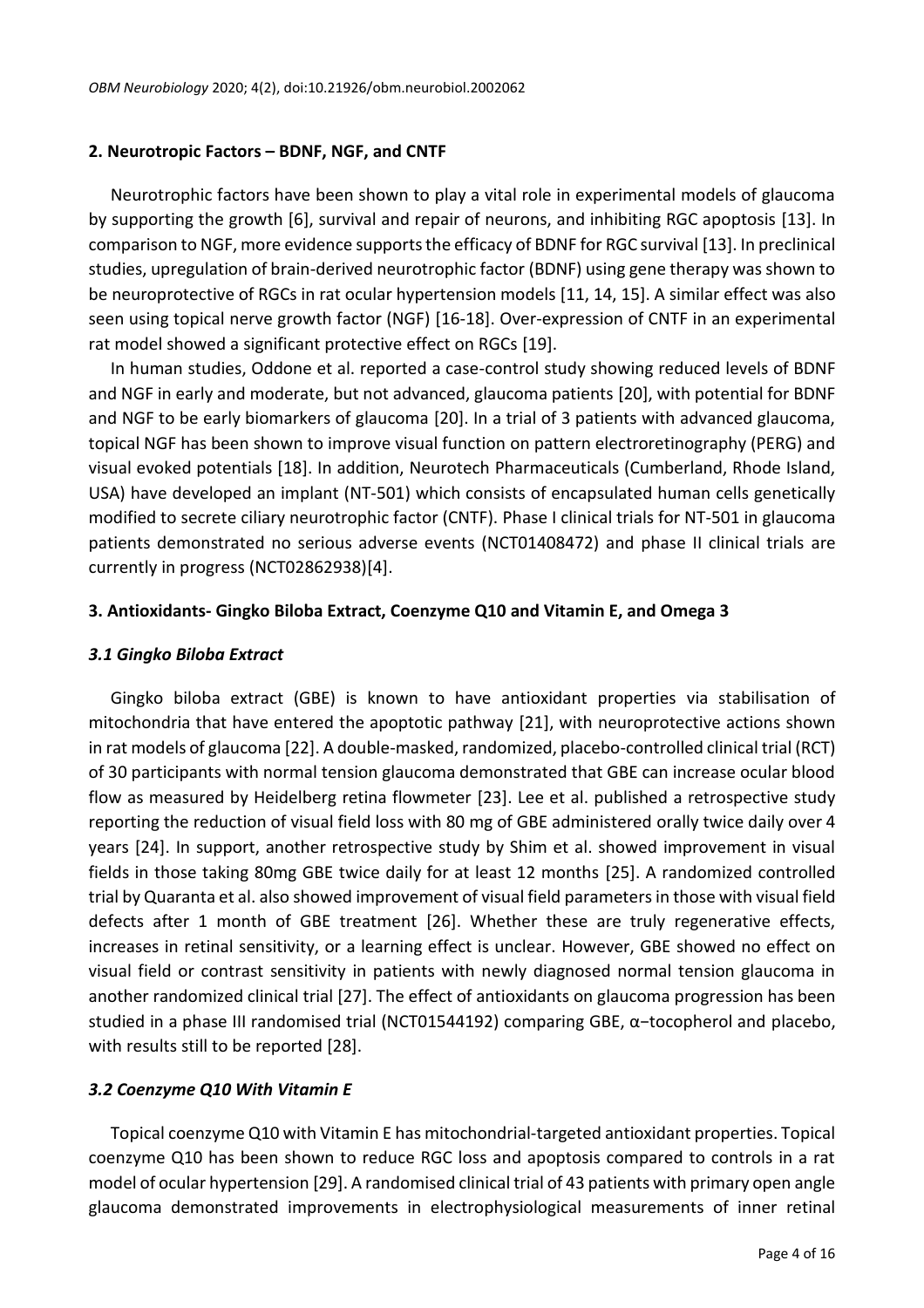## 2. Neurotropic Factors – BDNF, NGF, and CNTF

Neurotrophic factors have been shown to play a vital role in experimental models of glaucoma by supporting the growth [6], survival and repair of neurons, and inhibiting RGC apoptosis [13]. In comparison to NGF, more evidence supports the efficacy of BDNF for RGC survival [13]. In preclinical studies, upregulation of brain-derived neurotrophic factor (BDNF) using gene therapy was shown to be neuroprotective of RGCs in rat ocular hypertension models [11, 14, 15]. A similar effect was also seen using topical nerve growth factor (NGF) [16-18]. Over-expression of CNTF in an experimental rat model showed a significant protective effect on RGCs [19].

In human studies, Oddone et al. reported a case-control study showing reduced levels of BDNF and NGF in early and moderate, but not advanced, glaucoma patients [20], with potential for BDNF and NGF to be early biomarkers of glaucoma [20]. In a trial of 3 patients with advanced glaucoma, topical NGF has been shown to improve visual function on pattern electroretinography (PERG) and visual evoked potentials [18]. In addition, Neurotech Pharmaceuticals (Cumberland, Rhode Island, USA) have developed an implant (NT-501) which consists of encapsulated human cells genetically modified to secrete ciliary neurotrophic factor (CNTF). Phase I clinical trials for NT-501 in glaucoma patients demonstrated no serious adverse events (NCT01408472) and phase II clinical trials are currently in progress (NCT02862938)[4].

## 3. Antioxidants- Gingko Biloba Extract, Coenzyme Q10 and Vitamin E, and Omega 3

### *3.1 Gingko Biloba Extract*

Gingko biloba extract (GBE) is known to have antioxidant properties via stabilisation of mitochondria that have entered the apoptotic pathway [21], with neuroprotective actions shown in rat models of glaucoma [22]. A double-masked, randomized, placebo-controlled clinical trial (RCT) of 30 participants with normal tension glaucoma demonstrated that GBE can increase ocular blood flow as measured by Heidelberg retina flowmeter [23]. Lee et al. published a retrospective study reporting the reduction of visual field loss with 80 mg of GBE administered orally twice daily over 4 years [24]. In support, another retrospective study by Shim et al. showed improvement in visual fields in those taking 80mg GBE twice daily for at least 12 months [25]. A randomized controlled trial by Quaranta et al. also showed improvement of visual field parameters in those with visual field defects after 1 month of GBE treatment [26]. Whether these are truly regenerative effects, increases in retinal sensitivity, or a learning effect is unclear. However, GBE showed no effect on visual field or contrast sensitivity in patients with newly diagnosed normal tension glaucoma in another randomized clinical trial [27]. The effect of antioxidants on glaucoma progression has been studied in a phase III randomised trial (NCT01544192) comparing GBE, α−tocopherol and placebo, with results still to be reported [28].

### *3.2 Coenzyme Q10 With Vitamin E*

Topical coenzyme Q10 with Vitamin E has mitochondrial-targeted antioxidant properties. Topical coenzyme Q10 has been shown to reduce RGC loss and apoptosis compared to controls in a rat model of ocular hypertension [29]. A randomised clinical trial of 43 patients with primary open angle glaucoma demonstrated improvements in electrophysiological measurements of inner retinal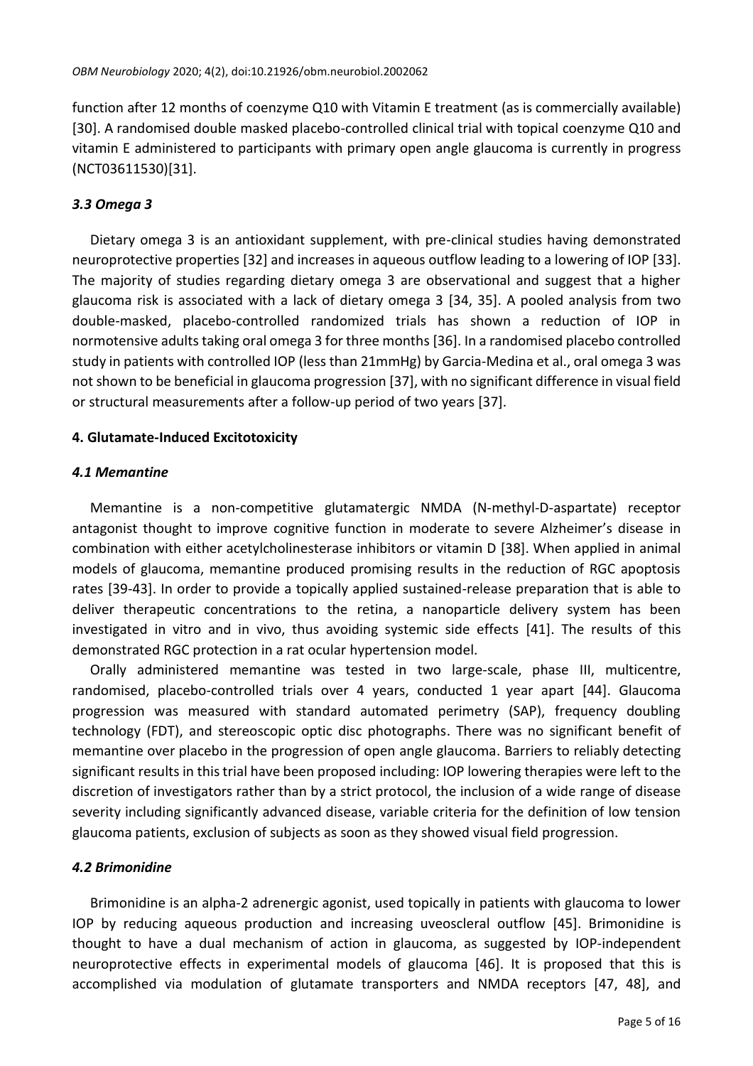function after 12 months of coenzyme Q10 with Vitamin E treatment (as is commercially available) [30]. A randomised double masked placebo-controlled clinical trial with topical coenzyme Q10 and vitamin E administered to participants with primary open angle glaucoma is currently in progress (NCT03611530)[31].

### *3.3 Omega 3*

Dietary omega 3 is an antioxidant supplement, with pre-clinical studies having demonstrated neuroprotective properties [32] and increases in aqueous outflow leading to a lowering of IOP [33]. The majority of studies regarding dietary omega 3 are observational and suggest that a higher glaucoma risk is associated with a lack of dietary omega 3 [34, 35]. A pooled analysis from two double-masked, placebo-controlled randomized trials has shown a reduction of IOP in normotensive adults taking oral omega 3 for three months [36]. In a randomised placebo controlled study in patients with controlled IOP (less than 21mmHg) by Garcia-Medina et al., oral omega 3 was not shown to be beneficial in glaucoma progression [37], with no significant difference in visual field or structural measurements after a follow-up period of two years [37].

## **4. Glutamate-Induced Excitotoxicity**

### *4.1 Memantine*

Memantine is a non-competitive glutamatergic NMDA (N-methyl-D-aspartate) receptor antagonist thought to improve cognitive function in moderate to severe Alzheimer's disease in combination with either acetylcholinesterase inhibitors or vitamin D [38]. When applied in animal models of glaucoma, memantine produced promising results in the reduction of RGC apoptosis rates [39-43]. In order to provide a topically applied sustained-release preparation that is able to deliver therapeutic concentrations to the retina, a nanoparticle delivery system has been investigated in vitro and in vivo, thus avoiding systemic side effects [41]. The results of this demonstrated RGC protection in a rat ocular hypertension model.

Orally administered memantine was tested in two large-scale, phase III, multicentre, randomised, placebo-controlled trials over 4 years, conducted 1 year apart [44]. Glaucoma progression was measured with standard automated perimetry (SAP), frequency doubling technology (FDT), and stereoscopic optic disc photographs. There was no significant benefit of memantine over placebo in the progression of open angle glaucoma. Barriers to reliably detecting significant results in this trial have been proposed including: IOP lowering therapies were left to the discretion of investigators rather than by a strict protocol, the inclusion of a wide range of disease severity including significantly advanced disease, variable criteria for the definition of low tension glaucoma patients, exclusion of subjects as soon as they showed visual field progression.

### *4.2 Brimonidine*

Brimonidine is an alpha-2 adrenergic agonist, used topically in patients with glaucoma to lower IOP by reducing aqueous production and increasing uveoscleral outflow [45]. Brimonidine is thought to have a dual mechanism of action in glaucoma, as suggested by IOP-independent neuroprotective effects in experimental models of glaucoma [46]. It is proposed that this is accomplished via modulation of glutamate transporters and NMDA receptors [47, 48], and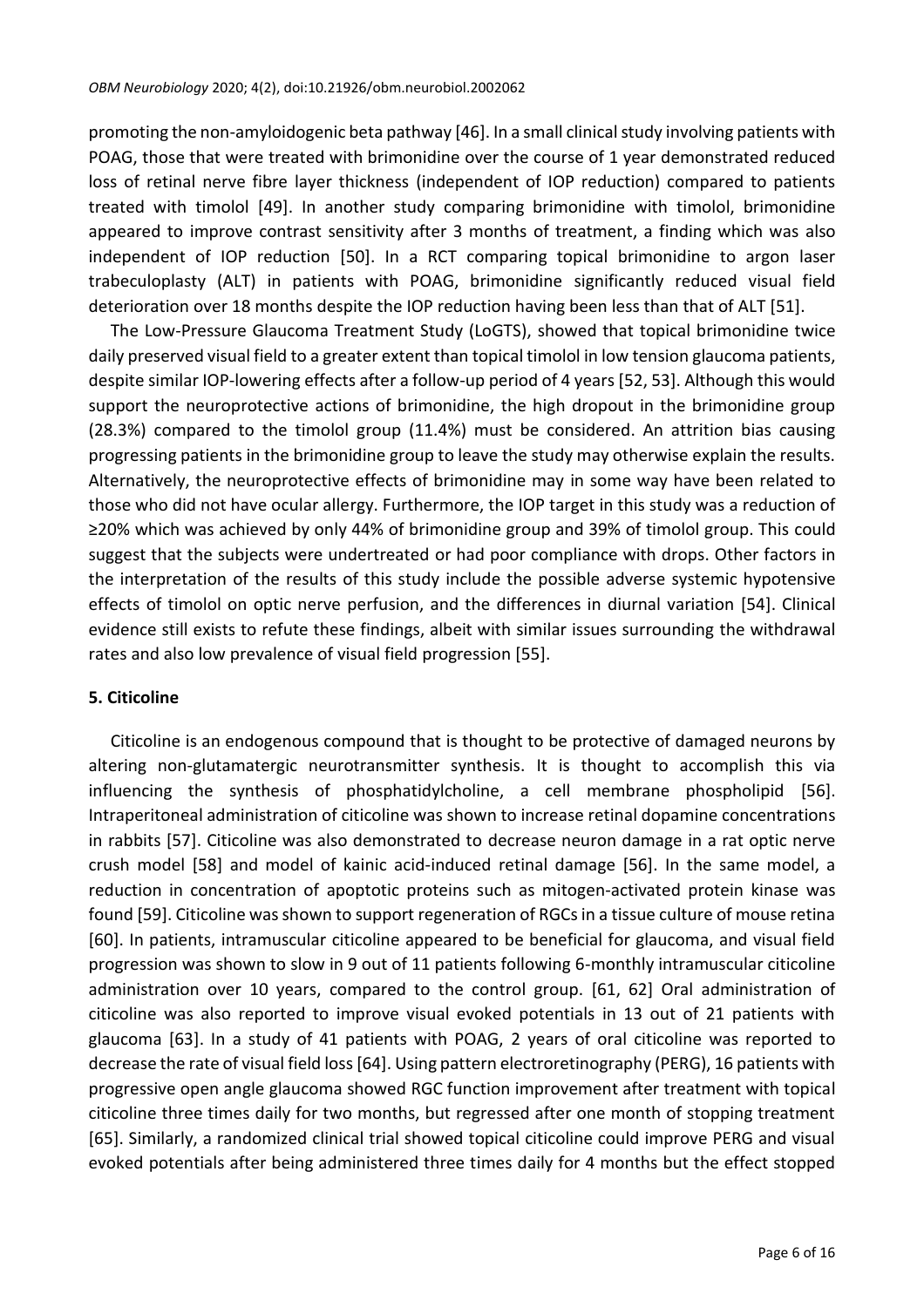promoting the non-amyloidogenic beta pathway [46]. In a small clinical study involving patients with POAG, those that were treated with brimonidine over the course of 1 year demonstrated reduced loss of retinal nerve fibre layer thickness (independent of IOP reduction) compared to patients treated with timolol [49]. In another study comparing brimonidine with timolol, brimonidine appeared to improve contrast sensitivity after 3 months of treatment, a finding which was also independent of IOP reduction [50]. In a RCT comparing topical brimonidine to argon laser trabeculoplasty (ALT) in patients with POAG, brimonidine significantly reduced visual field deterioration over 18 months despite the IOP reduction having been less than that of ALT [51].

The Low-Pressure Glaucoma Treatment Study (LoGTS), showed that topical brimonidine twice daily preserved visual field to a greater extent than topical timolol in low tension glaucoma patients, despite similar IOP-lowering effects after a follow-up period of 4 years [52, 53]. Although this would support the neuroprotective actions of brimonidine, the high dropout in the brimonidine group (28.3%) compared to the timolol group (11.4%) must be considered. An attrition bias causing progressing patients in the brimonidine group to leave the study may otherwise explain the results. Alternatively, the neuroprotective effects of brimonidine may in some way have been related to those who did not have ocular allergy. Furthermore, the IOP target in this study was a reduction of ≥20% which was achieved by only 44% of brimonidine group and 39% of timolol group. This could suggest that the subjects were undertreated or had poor compliance with drops. Other factors in the interpretation of the results of this study include the possible adverse systemic hypotensive effects of timolol on optic nerve perfusion, and the differences in diurnal variation [54]. Clinical evidence still exists to refute these findings, albeit with similar issues surrounding the withdrawal rates and also low prevalence of visual field progression [55].

## 5. Citicoline

Citicoline is an endogenous compound that is thought to be protective of damaged neurons by altering non-glutamatergic neurotransmitter synthesis. It is thought to accomplish this via influencing the synthesis of phosphatidylcholine, a cell membrane phospholipid [56]. Intraperitoneal administration of citicoline was shown to increase retinal dopamine concentrations in rabbits [57]. Citicoline was also demonstrated to decrease neuron damage in a rat optic nerve crush model [58] and model of kainic acid-induced retinal damage [56]. In the same model, a reduction in concentration of apoptotic proteins such as mitogen-activated protein kinase was found [59]. Citicoline was shown to support regeneration of RGCs in a tissue culture of mouse retina [60]. In patients, intramuscular citicoline appeared to be beneficial for glaucoma, and visual field progression was shown to slow in 9 out of 11 patients following 6-monthly intramuscular citicoline administration over 10 years, compared to the control group. [61, 62] Oral administration of citicoline was also reported to improve visual evoked potentials in 13 out of 21 patients with glaucoma [63]. In a study of 41 patients with POAG, 2 years of oral citicoline was reported to decrease the rate of visual field loss [64]. Using pattern electroretinography (PERG), 16 patients with progressive open angle glaucoma showed RGC function improvement after treatment with topical citicoline three times daily for two months, but regressed after one month of stopping treatment [65]. Similarly, a randomized clinical trial showed topical citicoline could improve PERG and visual evoked potentials after being administered three times daily for 4 months but the effect stopped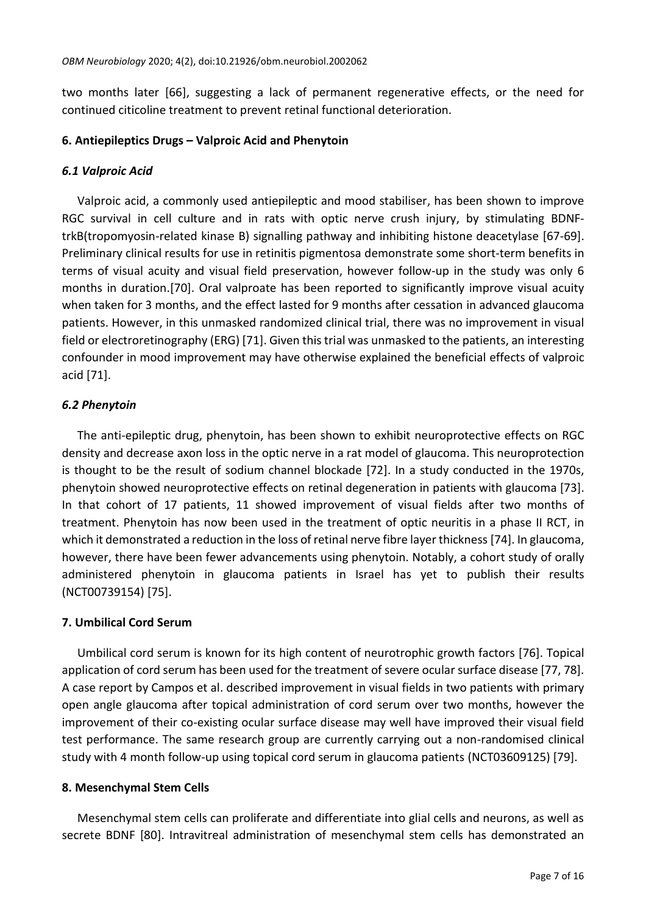two months later [66], suggesting a lack of permanent regenerative effects, or the need for continued citicoline treatment to prevent retinal functional deterioration.

## 6. Antiepileptics Drugs – Valproic Acid and Phenytoin

### *6.1 Valproic Acid*

Valproic acid, a commonly used antiepileptic and mood stabiliser, has been shown to improve RGC survival in cell culture and in rats with optic nerve crush injury, by stimulating BDNF-trkB(tropomyosin-related kinase B) signalling pathway and inhibiting histone deacetylase [67-69]. Preliminary clinical results for use in retinitis pigmentosa demonstrate some short-term benefits in terms of visual acuity and visual field preservation, however follow-up in the study was only 6 months in duration.[70]. Oral valproate has been reported to significantly improve visual acuity when taken for 3 months, and the effect lasted for 9 months after cessation in advanced glaucoma patients. However, in this unmasked randomized clinical trial, there was no improvement in visual field or electroretinography (ERG) [71]. Given this trial was unmasked to the patients, an interesting confounder in mood improvement may have otherwise explained the beneficial effects of valproic acid [71].

### *6.2 Phenytoin*

The anti-epileptic drug, phenytoin, has been shown to exhibit neuroprotective effects on RGC density and decrease axon loss in the optic nerve in a rat model of glaucoma. This neuroprotection is thought to be the result of sodium channel blockade [72]. In a study conducted in the 1970s, phenytoin showed neuroprotective effects on retinal degeneration in patients with glaucoma [73]. In that cohort of 17 patients, 11 showed improvement of visual fields after two months of treatment. Phenytoin has now been used in the treatment of optic neuritis in a phase II RCT, in which it demonstrated a reduction in the loss of retinal nerve fibre layer thickness [74]. In glaucoma, however, there have been fewer advancements using phenytoin. Notably, a cohort study of orally administered phenytoin in glaucoma patients in Israel has yet to publish their results (NCT00739154) [75].

## 7. Umbilical Cord Serum

Umbilical cord serum is known for its high content of neurotrophic growth factors [76]. Topical application of cord serum has been used for the treatment of severe ocular surface disease [77, 78]. A case report by Campos et al. described improvement in visual fields in two patients with primary open angle glaucoma after topical administration of cord serum over two months, however the improvement of their co-existing ocular surface disease may well have improved their visual field test performance. The same research group are currently carrying out a non-randomised clinical study with 4 month follow-up using topical cord serum in glaucoma patients (NCT03609125) [79].

## 8. Mesenchymal Stem Cells

Mesenchymal stem cells can proliferate and differentiate into glial cells and neurons, as well as secrete BDNF [80]. Intravitreal administration of mesenchymal stem cells has demonstrated an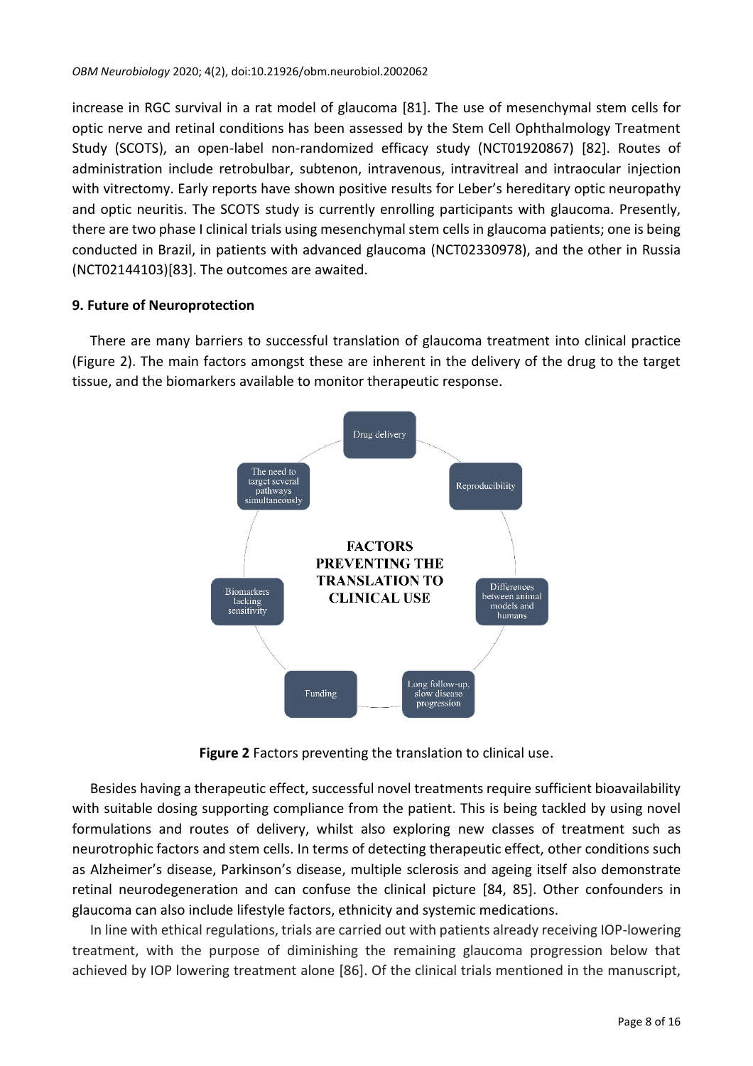increase in RGC survival in a rat model of glaucoma [81]. The use of mesenchymal stem cells for optic nerve and retinal conditions has been assessed by the Stem Cell Ophthalmology Treatment Study (SCOTS), an open-label non-randomized efficacy study (NCT01920867) [82]. Routes of administration include retrobulbar, subtenon, intravenous, intravitreal and intraocular injection with vitrectomy. Early reports have shown positive results for Leber's hereditary optic neuropathy and optic neuritis. The SCOTS study is currently enrolling participants with glaucoma. Presently, there are two phase I clinical trials using mesenchymal stem cells in glaucoma patients; one is being conducted in Brazil, in patients with advanced glaucoma (NCT02330978), and the other in Russia (NCT02144103)[83]. The outcomes are awaited.

## 9. Future of Neuroprotection

There are many barriers to successful translation of glaucoma treatment into clinical practice (Figure 2). The main factors amongst these are inherent in the delivery of the drug to the target tissue, and the biomarkers available to monitor therapeutic response.

FACTORS PREVENTING THE TRANSLATION TO CLINICAL USE

- Drug delivery
- Reproducibility
- Differences between animal models and humans
- Long follow-up, slow disease progression
- Funding
- Biomarkers lacking sensitivity
- The need to target several pathways simultaneously

**Figure 2** Factors preventing the translation to clinical use.

Besides having a therapeutic effect, successful novel treatments require sufficient bioavailability with suitable dosing supporting compliance from the patient. This is being tackled by using novel formulations and routes of delivery, whilst also exploring new classes of treatment such as neurotrophic factors and stem cells. In terms of detecting therapeutic effect, other conditions such as Alzheimer's disease, Parkinson's disease, multiple sclerosis and ageing itself also demonstrate retinal neurodegeneration and can confuse the clinical picture [84, 85]. Other confounders in glaucoma can also include lifestyle factors, ethnicity and systemic medications.

In line with ethical regulations, trials are carried out with patients already receiving IOP-lowering treatment, with the purpose of diminishing the remaining glaucoma progression below that achieved by IOP lowering treatment alone [86]. Of the clinical trials mentioned in the manuscript,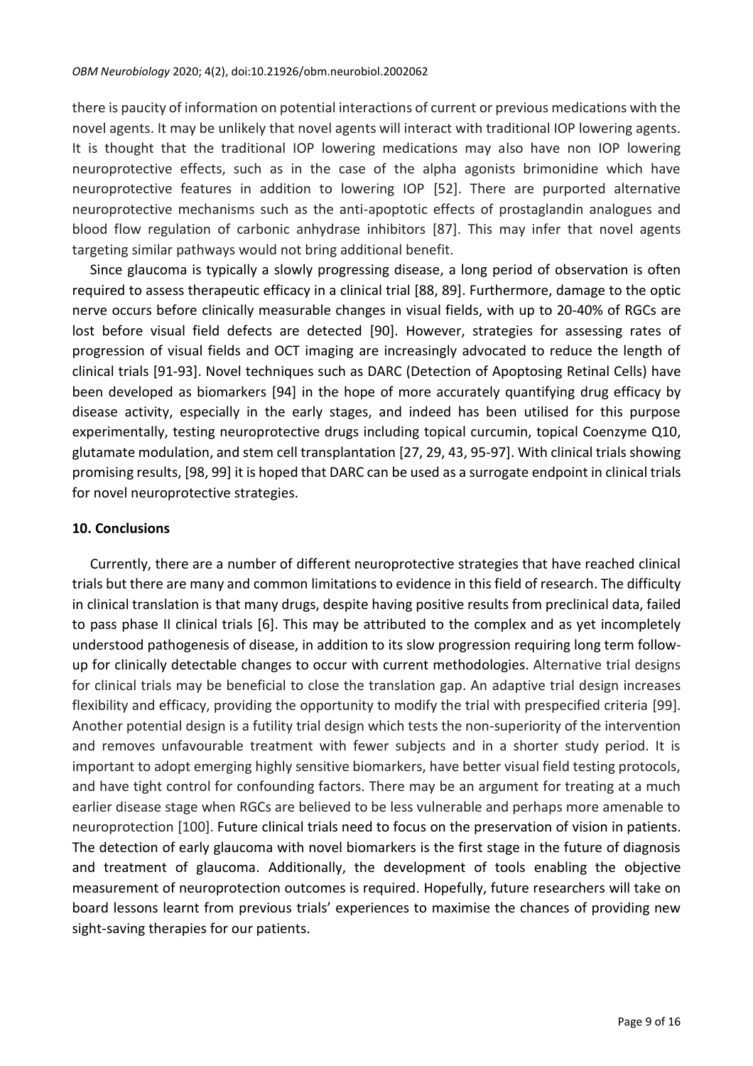there is paucity of information on potential interactions of current or previous medications with the novel agents. It may be unlikely that novel agents will interact with traditional IOP lowering agents. It is thought that the traditional IOP lowering medications may also have non IOP lowering neuroprotective effects, such as in the case of the alpha agonists brimonidine which have neuroprotective features in addition to lowering IOP [52]. There are purported alternative neuroprotective mechanisms such as the anti-apoptotic effects of prostaglandin analogues and blood flow regulation of carbonic anhydrase inhibitors [87]. This may infer that novel agents targeting similar pathways would not bring additional benefit.

Since glaucoma is typically a slowly progressing disease, a long period of observation is often required to assess therapeutic efficacy in a clinical trial [88, 89]. Furthermore, damage to the optic nerve occurs before clinically measurable changes in visual fields, with up to 20-40% of RGCs are lost before visual field defects are detected [90]. However, strategies for assessing rates of progression of visual fields and OCT imaging are increasingly advocated to reduce the length of clinical trials [91-93]. Novel techniques such as DARC (Detection of Apoptosing Retinal Cells) have been developed as biomarkers [94] in the hope of more accurately quantifying drug efficacy by disease activity, especially in the early stages, and indeed has been utilised for this purpose experimentally, testing neuroprotective drugs including topical curcumin, topical Coenzyme Q10, glutamate modulation, and stem cell transplantation [27, 29, 43, 95-97]. With clinical trials showing promising results, [98, 99] it is hoped that DARC can be used as a surrogate endpoint in clinical trials for novel neuroprotective strategies.

## 10. Conclusions

Currently, there are a number of different neuroprotective strategies that have reached clinical trials but there are many and common limitations to evidence in this field of research. The difficulty in clinical translation is that many drugs, despite having positive results from preclinical data, failed to pass phase II clinical trials [6]. This may be attributed to the complex and as yet incompletely understood pathogenesis of disease, in addition to its slow progression requiring long term follow-up for clinically detectable changes to occur with current methodologies. Alternative trial designs for clinical trials may be beneficial to close the translation gap. An adaptive trial design increases flexibility and efficacy, providing the opportunity to modify the trial with prespecified criteria [99]. Another potential design is a futility trial design which tests the non-superiority of the intervention and removes unfavourable treatment with fewer subjects and in a shorter study period. It is important to adopt emerging highly sensitive biomarkers, have better visual field testing protocols, and have tight control for confounding factors. There may be an argument for treating at a much earlier disease stage when RGCs are believed to be less vulnerable and perhaps more amenable to neuroprotection [100]. Future clinical trials need to focus on the preservation of vision in patients. The detection of early glaucoma with novel biomarkers is the first stage in the future of diagnosis and treatment of glaucoma. Additionally, the development of tools enabling the objective measurement of neuroprotection outcomes is required. Hopefully, future researchers will take on board lessons learnt from previous trials' experiences to maximise the chances of providing new sight-saving therapies for our patients.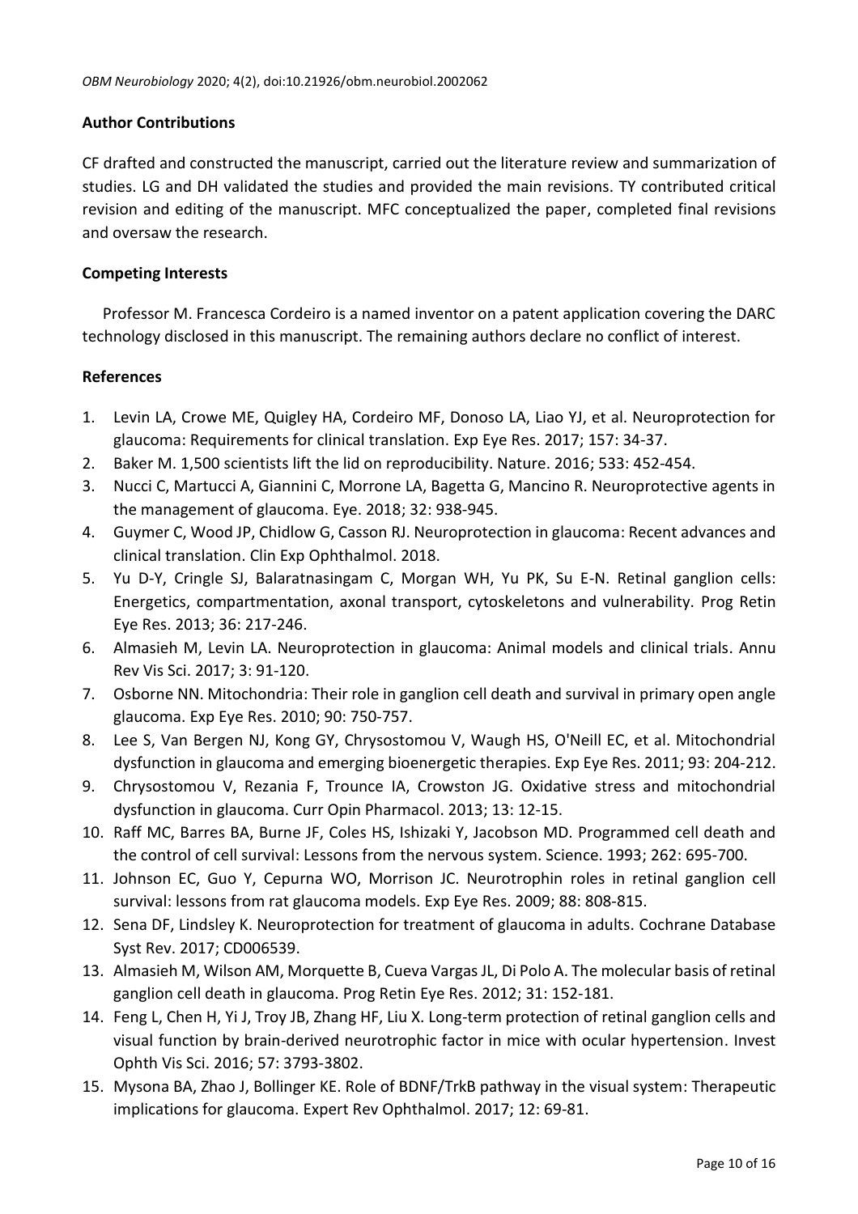## Author Contributions

CF drafted and constructed the manuscript, carried out the literature review and summarization of studies. LG and DH validated the studies and provided the main revisions. TY contributed critical revision and editing of the manuscript. MFC conceptualized the paper, completed final revisions and oversaw the research.

## Competing Interests

Professor M. Francesca Cordeiro is a named inventor on a patent application covering the DARC technology disclosed in this manuscript. The remaining authors declare no conflict of interest.

## References

1. Levin LA, Crowe ME, Quigley HA, Cordeiro MF, Donoso LA, Liao YJ, et al. Neuroprotection for glaucoma: Requirements for clinical translation. Exp Eye Res. 2017; 157: 34-37.
2. Baker M. 1,500 scientists lift the lid on reproducibility. Nature. 2016; 533: 452-454.
3. Nucci C, Martucci A, Giannini C, Morrone LA, Bagetta G, Mancino R. Neuroprotective agents in the management of glaucoma. Eye. 2018; 32: 938-945.
4. Guymer C, Wood JP, Chidlow G, Casson RJ. Neuroprotection in glaucoma: Recent advances and clinical translation. Clin Exp Ophthalmol. 2018.
5. Yu D-Y, Cringle SJ, Balaratnasingam C, Morgan WH, Yu PK, Su E-N. Retinal ganglion cells: Energetics, compartmentation, axonal transport, cytoskeletons and vulnerability. Prog Retin Eye Res. 2013; 36: 217-246.
6. Almasieh M, Levin LA. Neuroprotection in glaucoma: Animal models and clinical trials. Annu Rev Vis Sci. 2017; 3: 91-120.
7. Osborne NN. Mitochondria: Their role in ganglion cell death and survival in primary open angle glaucoma. Exp Eye Res. 2010; 90: 750-757.
8. Lee S, Van Bergen NJ, Kong GY, Chrysostomou V, Waugh HS, O'Neill EC, et al. Mitochondrial dysfunction in glaucoma and emerging bioenergetic therapies. Exp Eye Res. 2011; 93: 204-212.
9. Chrysostomou V, Rezania F, Trounce IA, Crowston JG. Oxidative stress and mitochondrial dysfunction in glaucoma. Curr Opin Pharmacol. 2013; 13: 12-15.
10. Raff MC, Barres BA, Burne JF, Coles HS, Ishizaki Y, Jacobson MD. Programmed cell death and the control of cell survival: Lessons from the nervous system. Science. 1993; 262: 695-700.
11. Johnson EC, Guo Y, Cepurna WO, Morrison JC. Neurotrophin roles in retinal ganglion cell survival: lessons from rat glaucoma models. Exp Eye Res. 2009; 88: 808-815.
12. Sena DF, Lindsley K. Neuroprotection for treatment of glaucoma in adults. Cochrane Database Syst Rev. 2017; CD006539.
13. Almasieh M, Wilson AM, Morquette B, Cueva Vargas JL, Di Polo A. The molecular basis of retinal ganglion cell death in glaucoma. Prog Retin Eye Res. 2012; 31: 152-181.
14. Feng L, Chen H, Yi J, Troy JB, Zhang HF, Liu X. Long-term protection of retinal ganglion cells and visual function by brain-derived neurotrophic factor in mice with ocular hypertension. Invest Ophth Vis Sci. 2016; 57: 3793-3802.
15. Mysona BA, Zhao J, Bollinger KE. Role of BDNF/TrkB pathway in the visual system: Therapeutic implications for glaucoma. Expert Rev Ophthalmol. 2017; 12: 69-81.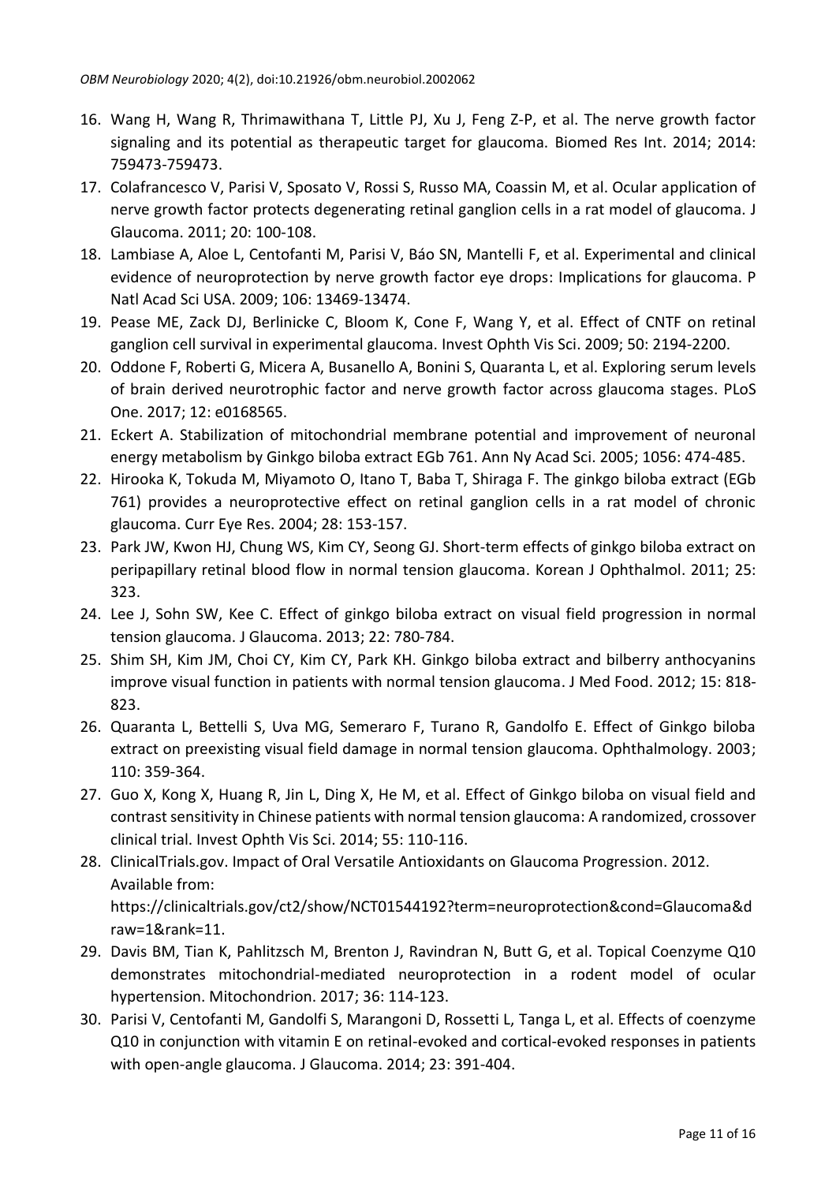16. Wang H, Wang R, Thrimawithana T, Little PJ, Xu J, Feng Z-P, et al. The nerve growth factor signaling and its potential as therapeutic target for glaucoma. Biomed Res Int. 2014; 2014: 759473-759473.
17. Colafrancesco V, Parisi V, Sposato V, Rossi S, Russo MA, Coassin M, et al. Ocular application of nerve growth factor protects degenerating retinal ganglion cells in a rat model of glaucoma. J Glaucoma. 2011; 20: 100-108.
18. Lambiase A, Aloe L, Centofanti M, Parisi V, Báo SN, Mantelli F, et al. Experimental and clinical evidence of neuroprotection by nerve growth factor eye drops: Implications for glaucoma. P Natl Acad Sci USA. 2009; 106: 13469-13474.
19. Pease ME, Zack DJ, Berlinicke C, Bloom K, Cone F, Wang Y, et al. Effect of CNTF on retinal ganglion cell survival in experimental glaucoma. Invest Ophth Vis Sci. 2009; 50: 2194-2200.
20. Oddone F, Roberti G, Micera A, Busanello A, Bonini S, Quaranta L, et al. Exploring serum levels of brain derived neurotrophic factor and nerve growth factor across glaucoma stages. PLoS One. 2017; 12: e0168565.
21. Eckert A. Stabilization of mitochondrial membrane potential and improvement of neuronal energy metabolism by Ginkgo biloba extract EGb 761. Ann Ny Acad Sci. 2005; 1056: 474-485.
22. Hirooka K, Tokuda M, Miyamoto O, Itano T, Baba T, Shiraga F. The ginkgo biloba extract (EGb 761) provides a neuroprotective effect on retinal ganglion cells in a rat model of chronic glaucoma. Curr Eye Res. 2004; 28: 153-157.
23. Park JW, Kwon HJ, Chung WS, Kim CY, Seong GJ. Short-term effects of ginkgo biloba extract on peripapillary retinal blood flow in normal tension glaucoma. Korean J Ophthalmol. 2011; 25: 323.
24. Lee J, Sohn SW, Kee C. Effect of ginkgo biloba extract on visual field progression in normal tension glaucoma. J Glaucoma. 2013; 22: 780-784.
25. Shim SH, Kim JM, Choi CY, Kim CY, Park KH. Ginkgo biloba extract and bilberry anthocyanins improve visual function in patients with normal tension glaucoma. J Med Food. 2012; 15: 818-823.
26. Quaranta L, Bettelli S, Uva MG, Semeraro F, Turano R, Gandolfo E. Effect of Ginkgo biloba extract on preexisting visual field damage in normal tension glaucoma. Ophthalmology. 2003; 110: 359-364.
27. Guo X, Kong X, Huang R, Jin L, Ding X, He M, et al. Effect of Ginkgo biloba on visual field and contrast sensitivity in Chinese patients with normal tension glaucoma: A randomized, crossover clinical trial. Invest Ophth Vis Sci. 2014; 55: 110-116.
28. ClinicalTrials.gov. Impact of Oral Versatile Antioxidants on Glaucoma Progression. 2012. Available from: https://clinicaltrials.gov/ct2/show/NCT01544192?term=neuroprotection&cond=Glaucoma&draw=1&rank=11.
29. Davis BM, Tian K, Pahlitzsch M, Brenton J, Ravindran N, Butt G, et al. Topical Coenzyme Q10 demonstrates mitochondrial-mediated neuroprotection in a rodent model of ocular hypertension. Mitochondrion. 2017; 36: 114-123.
30. Parisi V, Centofanti M, Gandolfi S, Marangoni D, Rossetti L, Tanga L, et al. Effects of coenzyme Q10 in conjunction with vitamin E on retinal-evoked and cortical-evoked responses in patients with open-angle glaucoma. J Glaucoma. 2014; 23: 391-404.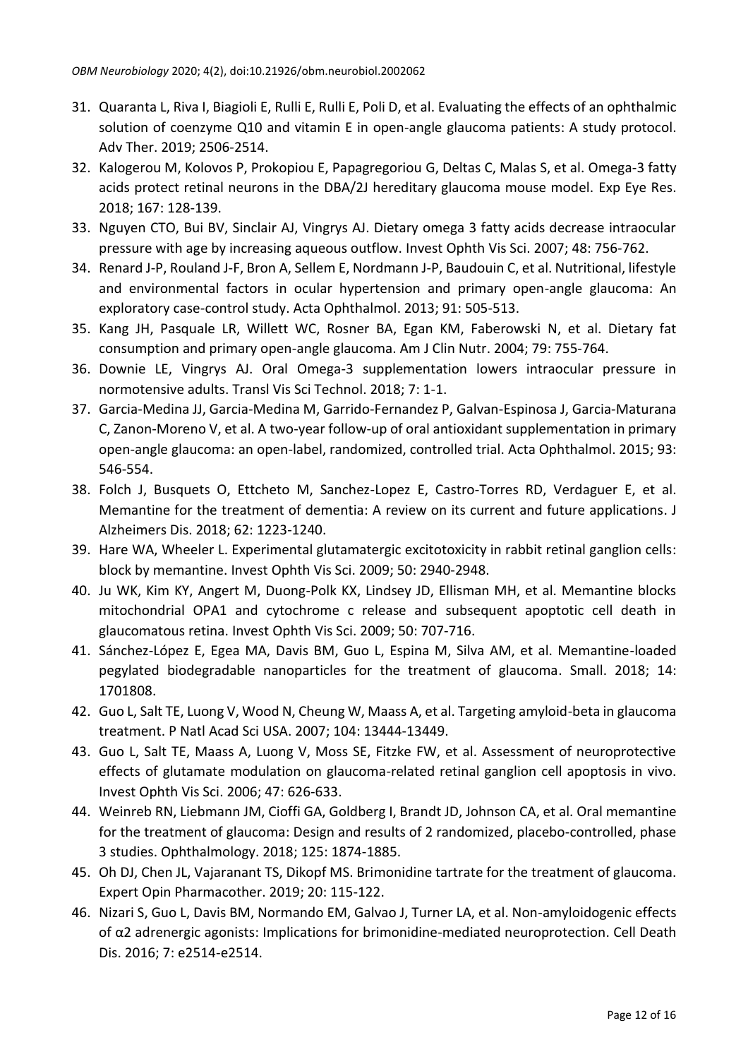31. Quaranta L, Riva I, Biagioli E, Rulli E, Rulli E, Poli D, et al. Evaluating the effects of an ophthalmic solution of coenzyme Q10 and vitamin E in open-angle glaucoma patients: A study protocol. Adv Ther. 2019; 2506-2514.
32. Kalogerou M, Kolovos P, Prokopiou E, Papagregoriou G, Deltas C, Malas S, et al. Omega-3 fatty acids protect retinal neurons in the DBA/2J hereditary glaucoma mouse model. Exp Eye Res. 2018; 167: 128-139.
33. Nguyen CTO, Bui BV, Sinclair AJ, Vingrys AJ. Dietary omega 3 fatty acids decrease intraocular pressure with age by increasing aqueous outflow. Invest Ophth Vis Sci. 2007; 48: 756-762.
34. Renard J-P, Rouland J-F, Bron A, Sellem E, Nordmann J-P, Baudouin C, et al. Nutritional, lifestyle and environmental factors in ocular hypertension and primary open-angle glaucoma: An exploratory case-control study. Acta Ophthalmol. 2013; 91: 505-513.
35. Kang JH, Pasquale LR, Willett WC, Rosner BA, Egan KM, Faberowski N, et al. Dietary fat consumption and primary open-angle glaucoma. Am J Clin Nutr. 2004; 79: 755-764.
36. Downie LE, Vingrys AJ. Oral Omega-3 supplementation lowers intraocular pressure in normotensive adults. Transl Vis Sci Technol. 2018; 7: 1-1.
37. Garcia-Medina JJ, Garcia-Medina M, Garrido-Fernandez P, Galvan-Espinosa J, Garcia-Maturana C, Zanon-Moreno V, et al. A two-year follow-up of oral antioxidant supplementation in primary open-angle glaucoma: an open-label, randomized, controlled trial. Acta Ophthalmol. 2015; 93: 546-554.
38. Folch J, Busquets O, Ettcheto M, Sanchez-Lopez E, Castro-Torres RD, Verdaguer E, et al. Memantine for the treatment of dementia: A review on its current and future applications. J Alzheimers Dis. 2018; 62: 1223-1240.
39. Hare WA, Wheeler L. Experimental glutamatergic excitotoxicity in rabbit retinal ganglion cells: block by memantine. Invest Ophth Vis Sci. 2009; 50: 2940-2948.
40. Ju WK, Kim KY, Angert M, Duong-Polk KX, Lindsey JD, Ellisman MH, et al. Memantine blocks mitochondrial OPA1 and cytochrome c release and subsequent apoptotic cell death in glaucomatous retina. Invest Ophth Vis Sci. 2009; 50: 707-716.
41. Sánchez-López E, Egea MA, Davis BM, Guo L, Espina M, Silva AM, et al. Memantine-loaded pegylated biodegradable nanoparticles for the treatment of glaucoma. Small. 2018; 14: 1701808.
42. Guo L, Salt TE, Luong V, Wood N, Cheung W, Maass A, et al. Targeting amyloid-beta in glaucoma treatment. P Natl Acad Sci USA. 2007; 104: 13444-13449.
43. Guo L, Salt TE, Maass A, Luong V, Moss SE, Fitzke FW, et al. Assessment of neuroprotective effects of glutamate modulation on glaucoma-related retinal ganglion cell apoptosis in vivo. Invest Ophth Vis Sci. 2006; 47: 626-633.
44. Weinreb RN, Liebmann JM, Cioffi GA, Goldberg I, Brandt JD, Johnson CA, et al. Oral memantine for the treatment of glaucoma: Design and results of 2 randomized, placebo-controlled, phase 3 studies. Ophthalmology. 2018; 125: 1874-1885.
45. Oh DJ, Chen JL, Vajaranant TS, Dikopf MS. Brimonidine tartrate for the treatment of glaucoma. Expert Opin Pharmacother. 2019; 20: 115-122.
46. Nizari S, Guo L, Davis BM, Normando EM, Galvao J, Turner LA, et al. Non-amyloidogenic effects of α2 adrenergic agonists: Implications for brimonidine-mediated neuroprotection. Cell Death Dis. 2016; 7: e2514-e2514.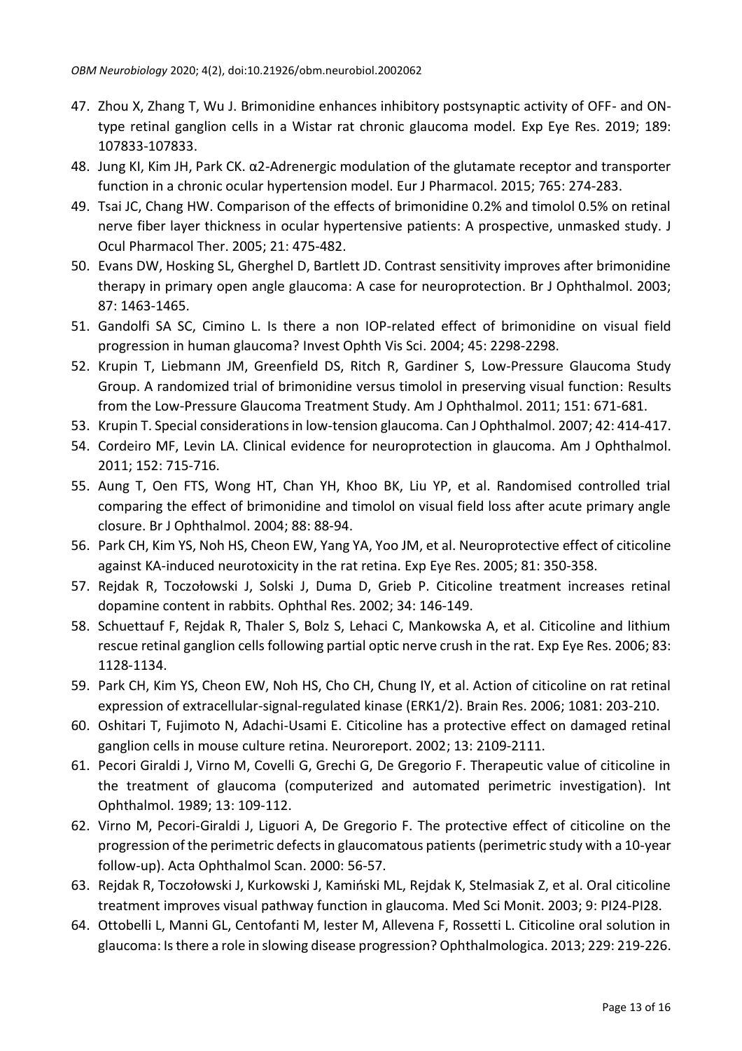47. Zhou X, Zhang T, Wu J. Brimonidine enhances inhibitory postsynaptic activity of OFF- and ON-type retinal ganglion cells in a Wistar rat chronic glaucoma model. Exp Eye Res. 2019; 189: 107833-107833.
48. Jung KI, Kim JH, Park CK. α2-Adrenergic modulation of the glutamate receptor and transporter function in a chronic ocular hypertension model. Eur J Pharmacol. 2015; 765: 274-283.
49. Tsai JC, Chang HW. Comparison of the effects of brimonidine 0.2% and timolol 0.5% on retinal nerve fiber layer thickness in ocular hypertensive patients: A prospective, unmasked study. J Ocul Pharmacol Ther. 2005; 21: 475-482.
50. Evans DW, Hosking SL, Gherghel D, Bartlett JD. Contrast sensitivity improves after brimonidine therapy in primary open angle glaucoma: A case for neuroprotection. Br J Ophthalmol. 2003; 87: 1463-1465.
51. Gandolfi SA SC, Cimino L. Is there a non IOP-related effect of brimonidine on visual field progression in human glaucoma? Invest Ophth Vis Sci. 2004; 45: 2298-2298.
52. Krupin T, Liebmann JM, Greenfield DS, Ritch R, Gardiner S, Low-Pressure Glaucoma Study Group. A randomized trial of brimonidine versus timolol in preserving visual function: Results from the Low-Pressure Glaucoma Treatment Study. Am J Ophthalmol. 2011; 151: 671-681.
53. Krupin T. Special considerations in low-tension glaucoma. Can J Ophthalmol. 2007; 42: 414-417.
54. Cordeiro MF, Levin LA. Clinical evidence for neuroprotection in glaucoma. Am J Ophthalmol. 2011; 152: 715-716.
55. Aung T, Oen FTS, Wong HT, Chan YH, Khoo BK, Liu YP, et al. Randomised controlled trial comparing the effect of brimonidine and timolol on visual field loss after acute primary angle closure. Br J Ophthalmol. 2004; 88: 88-94.
56. Park CH, Kim YS, Noh HS, Cheon EW, Yang YA, Yoo JM, et al. Neuroprotective effect of citicoline against KA-induced neurotoxicity in the rat retina. Exp Eye Res. 2005; 81: 350-358.
57. Rejdak R, Toczołowski J, Solski J, Duma D, Grieb P. Citicoline treatment increases retinal dopamine content in rabbits. Ophthal Res. 2002; 34: 146-149.
58. Schuettauf F, Rejdak R, Thaler S, Bolz S, Lehaci C, Mankowska A, et al. Citicoline and lithium rescue retinal ganglion cells following partial optic nerve crush in the rat. Exp Eye Res. 2006; 83: 1128-1134.
59. Park CH, Kim YS, Cheon EW, Noh HS, Cho CH, Chung IY, et al. Action of citicoline on rat retinal expression of extracellular-signal-regulated kinase (ERK1/2). Brain Res. 2006; 1081: 203-210.
60. Oshitari T, Fujimoto N, Adachi-Usami E. Citicoline has a protective effect on damaged retinal ganglion cells in mouse culture retina. Neuroreport. 2002; 13: 2109-2111.
61. Pecori Giraldi J, Virno M, Covelli G, Grechi G, De Gregorio F. Therapeutic value of citicoline in the treatment of glaucoma (computerized and automated perimetric investigation). Int Ophthalmol. 1989; 13: 109-112.
62. Virno M, Pecori-Giraldi J, Liguori A, De Gregorio F. The protective effect of citicoline on the progression of the perimetric defects in glaucomatous patients (perimetric study with a 10-year follow-up). Acta Ophthalmol Scan. 2000: 56-57.
63. Rejdak R, Toczołowski J, Kurkowski J, Kamiński ML, Rejdak K, Stelmasiak Z, et al. Oral citicoline treatment improves visual pathway function in glaucoma. Med Sci Monit. 2003; 9: PI24-PI28.
64. Ottobelli L, Manni GL, Centofanti M, Iester M, Allevena F, Rossetti L. Citicoline oral solution in glaucoma: Is there a role in slowing disease progression? Ophthalmologica. 2013; 229: 219-226.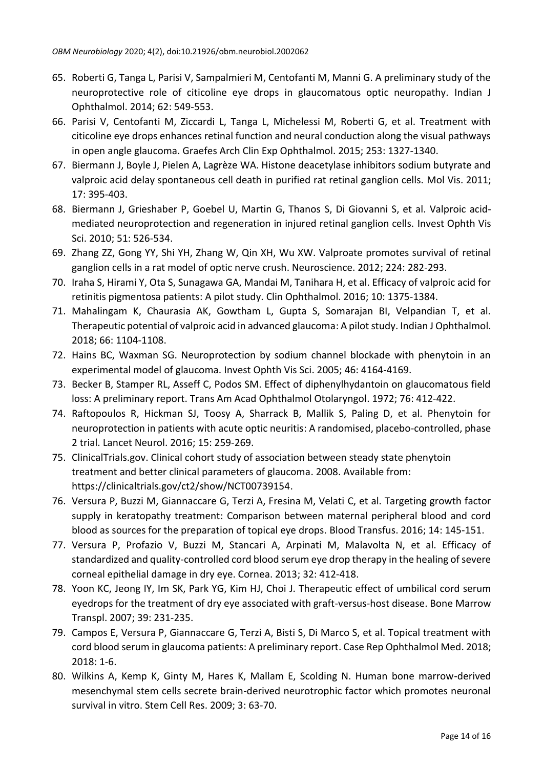65. Roberti G, Tanga L, Parisi V, Sampalmieri M, Centofanti M, Manni G. A preliminary study of the neuroprotective role of citicoline eye drops in glaucomatous optic neuropathy. Indian J Ophthalmol. 2014; 62: 549-553.
66. Parisi V, Centofanti M, Ziccardi L, Tanga L, Michelessi M, Roberti G, et al. Treatment with citicoline eye drops enhances retinal function and neural conduction along the visual pathways in open angle glaucoma. Graefes Arch Clin Exp Ophthalmol. 2015; 253: 1327-1340.
67. Biermann J, Boyle J, Pielen A, Lagrèze WA. Histone deacetylase inhibitors sodium butyrate and valproic acid delay spontaneous cell death in purified rat retinal ganglion cells. Mol Vis. 2011; 17: 395-403.
68. Biermann J, Grieshaber P, Goebel U, Martin G, Thanos S, Di Giovanni S, et al. Valproic acid-mediated neuroprotection and regeneration in injured retinal ganglion cells. Invest Ophth Vis Sci. 2010; 51: 526-534.
69. Zhang ZZ, Gong YY, Shi YH, Zhang W, Qin XH, Wu XW. Valproate promotes survival of retinal ganglion cells in a rat model of optic nerve crush. Neuroscience. 2012; 224: 282-293.
70. Iraha S, Hirami Y, Ota S, Sunagawa GA, Mandai M, Tanihara H, et al. Efficacy of valproic acid for retinitis pigmentosa patients: A pilot study. Clin Ophthalmol. 2016; 10: 1375-1384.
71. Mahalingam K, Chaurasia AK, Gowtham L, Gupta S, Somarajan BI, Velpandian T, et al. Therapeutic potential of valproic acid in advanced glaucoma: A pilot study. Indian J Ophthalmol. 2018; 66: 1104-1108.
72. Hains BC, Waxman SG. Neuroprotection by sodium channel blockade with phenytoin in an experimental model of glaucoma. Invest Ophth Vis Sci. 2005; 46: 4164-4169.
73. Becker B, Stamper RL, Asseff C, Podos SM. Effect of diphenylhydantoin on glaucomatous field loss: A preliminary report. Trans Am Acad Ophthalmol Otolaryngol. 1972; 76: 412-422.
74. Raftopoulos R, Hickman SJ, Toosy A, Sharrack B, Mallik S, Paling D, et al. Phenytoin for neuroprotection in patients with acute optic neuritis: A randomised, placebo-controlled, phase 2 trial. Lancet Neurol. 2016; 15: 259-269.
75. ClinicalTrials.gov. Clinical cohort study of association between steady state phenytoin treatment and better clinical parameters of glaucoma. 2008. Available from: https://clinicaltrials.gov/ct2/show/NCT00739154.
76. Versura P, Buzzi M, Giannaccare G, Terzi A, Fresina M, Velati C, et al. Targeting growth factor supply in keratopathy treatment: Comparison between maternal peripheral blood and cord blood as sources for the preparation of topical eye drops. Blood Transfus. 2016; 14: 145-151.
77. Versura P, Profazio V, Buzzi M, Stancari A, Arpinati M, Malavolta N, et al. Efficacy of standardized and quality-controlled cord blood serum eye drop therapy in the healing of severe corneal epithelial damage in dry eye. Cornea. 2013; 32: 412-418.
78. Yoon KC, Jeong IY, Im SK, Park YG, Kim HJ, Choi J. Therapeutic effect of umbilical cord serum eyedrops for the treatment of dry eye associated with graft-versus-host disease. Bone Marrow Transpl. 2007; 39: 231-235.
79. Campos E, Versura P, Giannaccare G, Terzi A, Bisti S, Di Marco S, et al. Topical treatment with cord blood serum in glaucoma patients: A preliminary report. Case Rep Ophthalmol Med. 2018; 2018: 1-6.
80. Wilkins A, Kemp K, Ginty M, Hares K, Mallam E, Scolding N. Human bone marrow-derived mesenchymal stem cells secrete brain-derived neurotrophic factor which promotes neuronal survival in vitro. Stem Cell Res. 2009; 3: 63-70.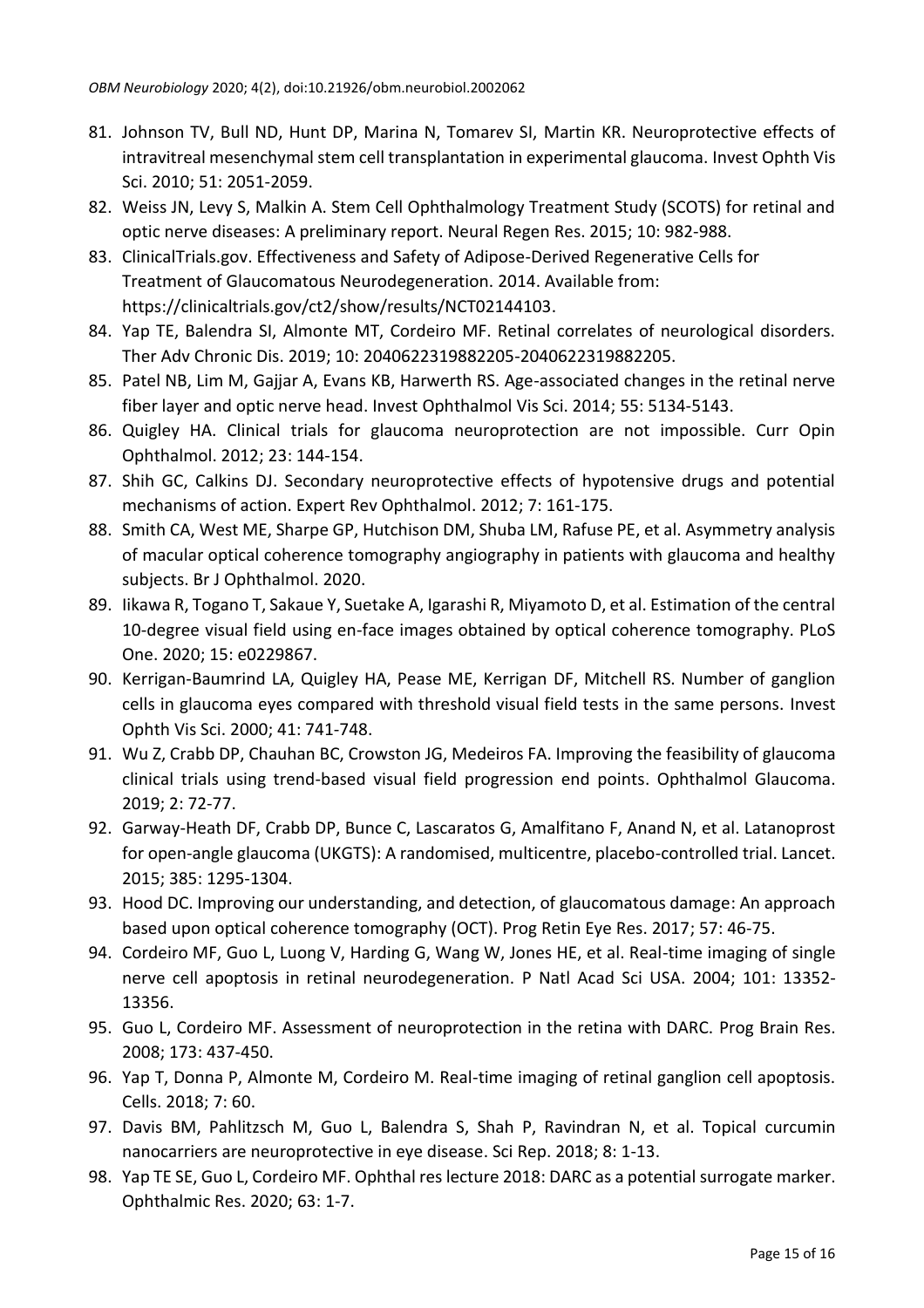81. Johnson TV, Bull ND, Hunt DP, Marina N, Tomarev SI, Martin KR. Neuroprotective effects of intravitreal mesenchymal stem cell transplantation in experimental glaucoma. Invest Ophth Vis Sci. 2010; 51: 2051-2059.
82. Weiss JN, Levy S, Malkin A. Stem Cell Ophthalmology Treatment Study (SCOTS) for retinal and optic nerve diseases: A preliminary report. Neural Regen Res. 2015; 10: 982-988.
83. ClinicalTrials.gov. Effectiveness and Safety of Adipose-Derived Regenerative Cells for Treatment of Glaucomatous Neurodegeneration. 2014. Available from: https://clinicaltrials.gov/ct2/show/results/NCT02144103.
84. Yap TE, Balendra SI, Almonte MT, Cordeiro MF. Retinal correlates of neurological disorders. Ther Adv Chronic Dis. 2019; 10: 2040622319882205-2040622319882205.
85. Patel NB, Lim M, Gajjar A, Evans KB, Harwerth RS. Age-associated changes in the retinal nerve fiber layer and optic nerve head. Invest Ophthalmol Vis Sci. 2014; 55: 5134-5143.
86. Quigley HA. Clinical trials for glaucoma neuroprotection are not impossible. Curr Opin Ophthalmol. 2012; 23: 144-154.
87. Shih GC, Calkins DJ. Secondary neuroprotective effects of hypotensive drugs and potential mechanisms of action. Expert Rev Ophthalmol. 2012; 7: 161-175.
88. Smith CA, West ME, Sharpe GP, Hutchison DM, Shuba LM, Rafuse PE, et al. Asymmetry analysis of macular optical coherence tomography angiography in patients with glaucoma and healthy subjects. Br J Ophthalmol. 2020.
89. Iikawa R, Togano T, Sakaue Y, Suetake A, Igarashi R, Miyamoto D, et al. Estimation of the central 10-degree visual field using en-face images obtained by optical coherence tomography. PLoS One. 2020; 15: e0229867.
90. Kerrigan-Baumrind LA, Quigley HA, Pease ME, Kerrigan DF, Mitchell RS. Number of ganglion cells in glaucoma eyes compared with threshold visual field tests in the same persons. Invest Ophth Vis Sci. 2000; 41: 741-748.
91. Wu Z, Crabb DP, Chauhan BC, Crowston JG, Medeiros FA. Improving the feasibility of glaucoma clinical trials using trend-based visual field progression end points. Ophthalmol Glaucoma. 2019; 2: 72-77.
92. Garway-Heath DF, Crabb DP, Bunce C, Lascaratos G, Amalfitano F, Anand N, et al. Latanoprost for open-angle glaucoma (UKGTS): A randomised, multicentre, placebo-controlled trial. Lancet. 2015; 385: 1295-1304.
93. Hood DC. Improving our understanding, and detection, of glaucomatous damage: An approach based upon optical coherence tomography (OCT). Prog Retin Eye Res. 2017; 57: 46-75.
94. Cordeiro MF, Guo L, Luong V, Harding G, Wang W, Jones HE, et al. Real-time imaging of single nerve cell apoptosis in retinal neurodegeneration. P Natl Acad Sci USA. 2004; 101: 13352-13356.
95. Guo L, Cordeiro MF. Assessment of neuroprotection in the retina with DARC. Prog Brain Res. 2008; 173: 437-450.
96. Yap T, Donna P, Almonte M, Cordeiro M. Real-time imaging of retinal ganglion cell apoptosis. Cells. 2018; 7: 60.
97. Davis BM, Pahlitzsch M, Guo L, Balendra S, Shah P, Ravindran N, et al. Topical curcumin nanocarriers are neuroprotective in eye disease. Sci Rep. 2018; 8: 1-13.
98. Yap TE SE, Guo L, Cordeiro MF. Ophthal res lecture 2018: DARC as a potential surrogate marker. Ophthalmic Res. 2020; 63: 1-7.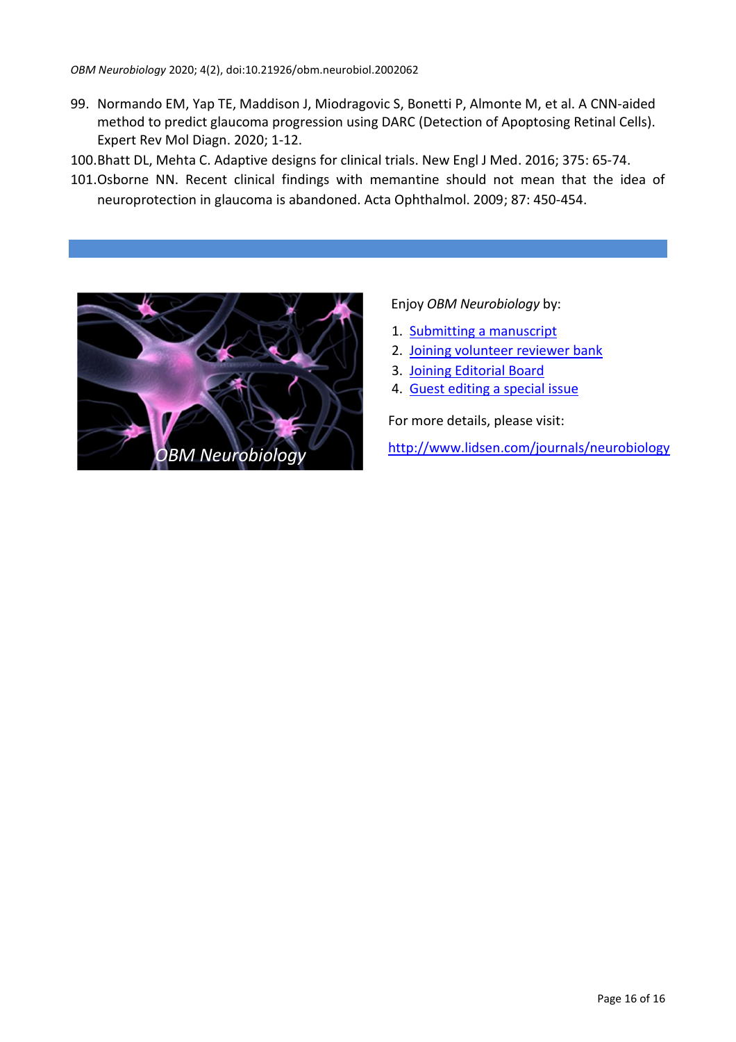99. Normando EM, Yap TE, Maddison J, Miodragovic S, Bonetti P, Almonte M, et al. A CNN-aided method to predict glaucoma progression using DARC (Detection of Apoptosing Retinal Cells). Expert Rev Mol Diagn. 2020; 1-12.
100. Bhatt DL, Mehta C. Adaptive designs for clinical trials. New Engl J Med. 2016; 375: 65-74.
101. Osborne NN. Recent clinical findings with memantine should not mean that the idea of neuroprotection in glaucoma is abandoned. Acta Ophthalmol. 2009; 87: 450-454.

---

*OBM Neurobiology*

Enjoy *OBM Neurobiology* by:

1. Submitting a manuscript
2. Joining volunteer reviewer bank
3. Joining Editorial Board
4. Guest editing a special issue

For more details, please visit:

http://www.lidsen.com/journals/neurobiology